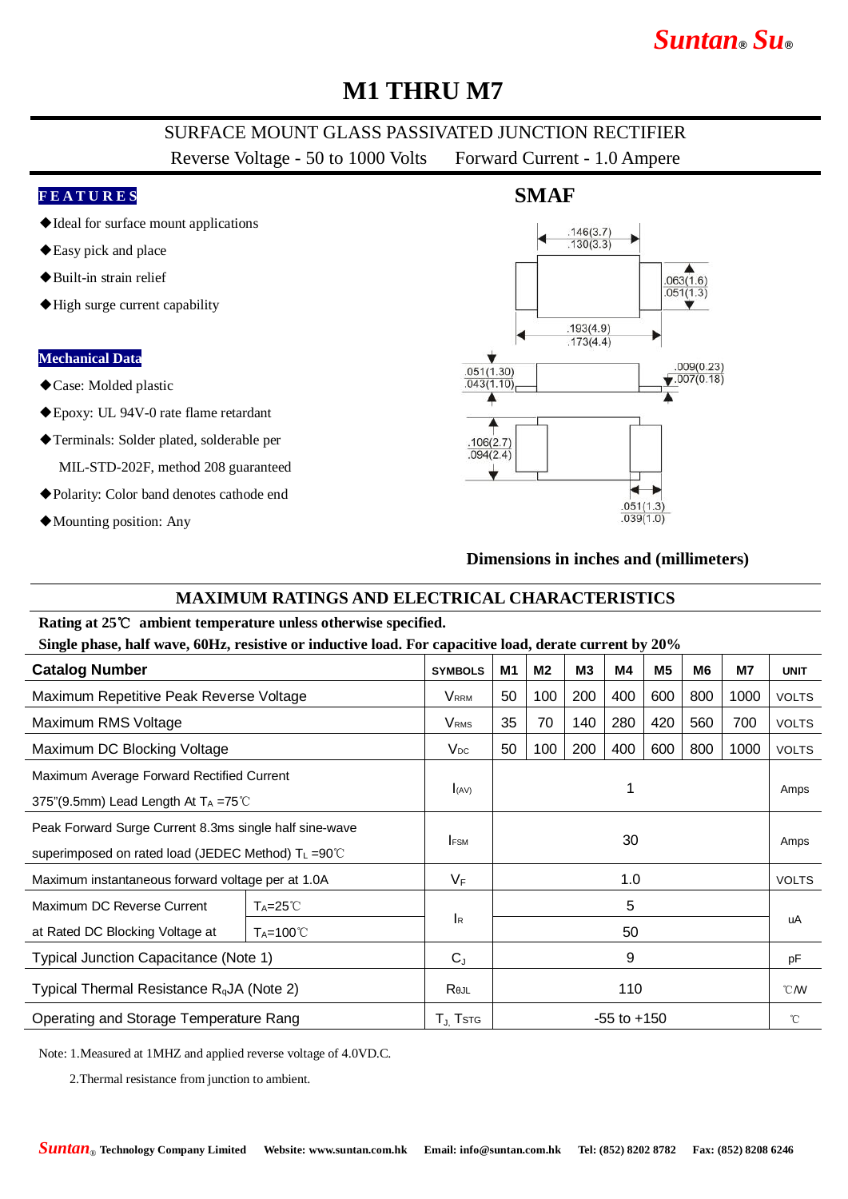# M1 THRU M7

## SURFACE MOUNT GLASS PASSIVATED JUNCTION RECTIFIER

Reverse Voltage - 50 to 1000 Volts    Forward Current - 1.0 Ampere

### FEATURES

- ◆Ideal for surface mount applications
- ◆Easy pick and place
- ◆Built-in strain relief
- ◆High surge current capability

### Mechanical Data

- ◆Case: Molded plastic
- ◆Epoxy: UL 94V-0 rate flame retardant
- ◆Terminals: Solder plated, solderable per MIL-STD-202F, method 208 guaranteed
- ◆Polarity: Color band denotes cathode end
- ◆Mounting position: Any

### SMAF

.146(3.7) .130(3.3)
.063(1.6) .051(1.3)
.193(4.9) .173(4.4)
.051(1.30) .043(1.10)
.009(0.23) .007(0.18)
.106(2.7) .094(2.4)
.051(1.3) .039(1.0)

**Dimensions in inches and (millimeters)**

## MAXIMUM RATINGS AND ELECTRICAL CHARACTERISTICS

**Rating at 25℃ ambient temperature unless otherwise specified.**

**Single phase, half wave, 60Hz, resistive or inductive load. For capacitive load, derate current by 20%**

| Catalog Number | | SYMBOLS | M1 | M2 | M3 | M4 | M5 | M6 | M7 | UNIT |
|---|---|---|---|---|---|---|---|---|---|---|
| Maximum Repetitive Peak Reverse Voltage | | $V_{RRM}$ | 50 | 100 | 200 | 400 | 600 | 800 | 1000 | VOLTS |
| Maximum RMS Voltage | | $V_{RMS}$ | 35 | 70 | 140 | 280 | 420 | 560 | 700 | VOLTS |
| Maximum DC Blocking Voltage | | $V_{DC}$ | 50 | 100 | 200 | 400 | 600 | 800 | 1000 | VOLTS |
| Maximum Average Forward Rectified Current 375"(9.5mm) Lead Length At $T_A$ =75℃ | | $I_{(AV)}$ | 1 | | | | | | | Amps |
| Peak Forward Surge Current 8.3ms single half sine-wave superimposed on rated load (JEDEC Method) $T_L$ =90℃ | | $I_{FSM}$ | 30 | | | | | | | Amps |
| Maximum instantaneous forward voltage per at 1.0A | | $V_F$ | 1.0 | | | | | | | VOLTS |
| Maximum DC Reverse Current | $T_A$=25℃ | $I_R$ | 5 | | | | | | | uA |
| at Rated DC Blocking Voltage at | $T_A$=100℃ | | 50 | | | | | | | |
| Typical Junction Capacitance (Note 1) | | $C_J$ | 9 | | | | | | | pF |
| Typical Thermal Resistance RqJA (Note 2) | | $R_{\theta JL}$ | 110 | | | | | | | ℃/W |
| Operating and Storage Temperature Rang | | $T_J$, $T_{STG}$ | -55 to +150 | | | | | | | ℃ |

Note: 1.Measured at 1MHZ and applied reverse voltage of 4.0VD.C.

2.Thermal resistance from junction to ambient.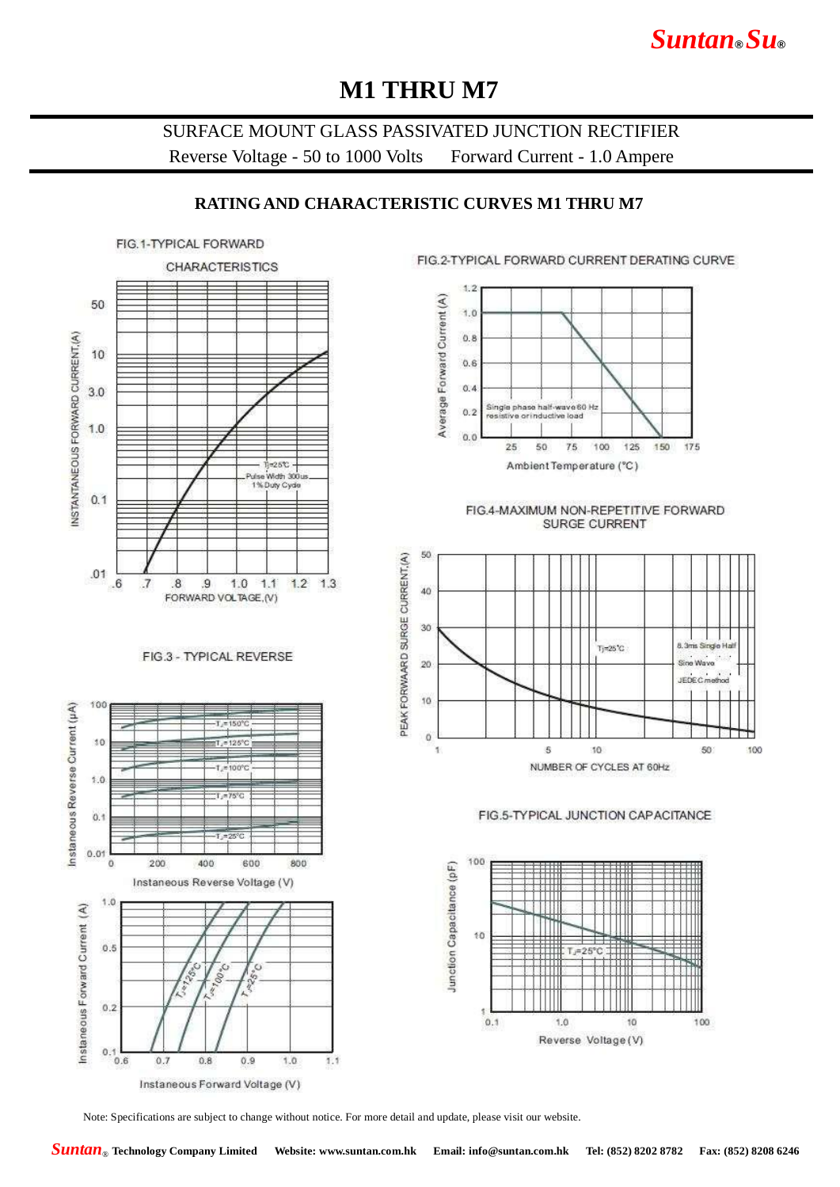# M1 THRU M7

SURFACE MOUNT GLASS PASSIVATED JUNCTION RECTIFIER

Reverse Voltage - 50 to 1000 Volts Forward Current - 1.0 Ampere

## RATING AND CHARACTERISTIC CURVES M1 THRU M7

FIG.1-TYPICAL FORWARD CHARACTERISTICS

INSTANTANEOUS FORWARD CURRENT,(A)

50
10
3.0
1.0
0.1
.01

.6 .7 .8 .9 1.0 1.1 1.2 1.3

FORWARD VOLTAGE,(V)

Tj=25°C
Pulse Width 300us
1% Duty Cycle

FIG.2-TYPICAL FORWARD CURRENT DERATING CURVE

Average Forward Current (A)

1.2
1.0
0.8
0.6
0.4
0.2
0.0

25 50 75 100 125 150 175

Ambient Temperature (°C)

Single phase half-wave 60 Hz resistive or inductive load

FIG.3 - TYPICAL REVERSE

Instaneous Reverse Current (μA)

100
10
1.0
0.1
0.01

0 200 400 600 800

Instaneous Reverse Voltage (V)

$T_J$=150°C
$T_J$=125°C
$T_J$=100°C
$T_J$=75°C
$T_J$=25°C

FIG.4-MAXIMUM NON-REPETITIVE FORWARD SURGE CURRENT

PEAK FORWARD SURGE CURRENT,(A)

50
40
30
20
10
0

1 5 10 50 100

NUMBER OF CYCLES AT 60Hz

Tj=25°C

8.3ms Single Half Sine Wave JEDEC method

Instaneous Forward Current (A)

1.0
0.5
0.2
0.1

0.6 0.7 0.8 0.9 1.0 1.1

Instaneous Forward Voltage (V)

$T_J$=125°C
$T_J$=100°C
$T_J$=25°C

FIG.5-TYPICAL JUNCTION CAPACITANCE

Junction Capacitance (pF)

100
10
1

0.1 1.0 10 100

Reverse Voltage (V)

$T_J$=25°C

Note: Specifications are subject to change without notice. For more detail and update, please visit our website.